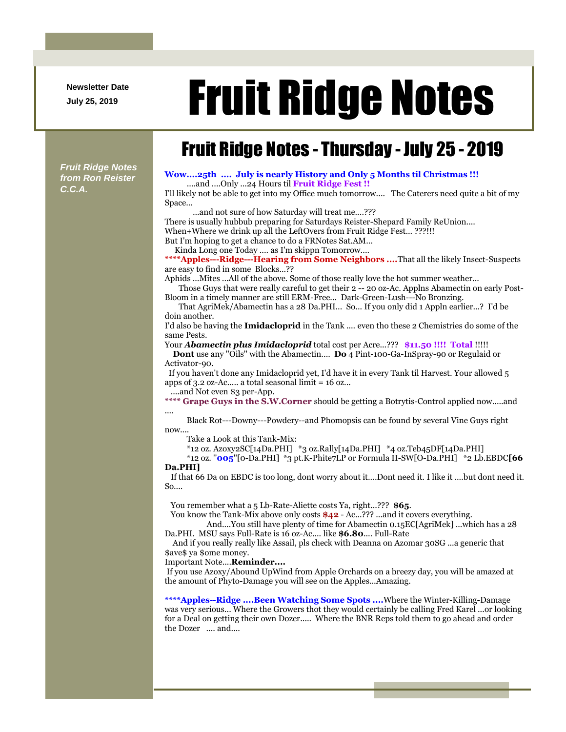Newsletter Date

July 25, 2019

# Fruit Ridge Notes

*Fruit Ridge Notes from Ron Reister C.C.A.*

## Fruit Ridge Notes - Thursday - July 25 - 2019

**Wow....25th .... July is nearly History and Only 5 Months til Christmas !!!**
....and ....Only ...24 Hours til **Fruit Ridge Fest !!**
I'll likely not be able to get into my Office much tomorrow.... The Caterers need quite a bit of my Space...
...and not sure of how Saturday will treat me....???
There is usually hubbub preparing for Saturdays Reister-Shepard Family ReUnion....
When+Where we drink up all the LeftOvers from Fruit Ridge Fest... ???!!!
But I'm hoping to get a chance to do a FRNotes Sat.AM...
Kinda Long one Today .... as I'm skippn Tomorrow....

**\*\*\*\*Apples---Ridge---Hearing from Some Neighbors ....**That all the likely Insect-Suspects are easy to find in some Blocks...??
Aphids ...Mites ...All of the above. Some of those really love the hot summer weather...
Those Guys that were really careful to get their 2 -- 20 oz-Ac. Applns Abamectin on early Post-Bloom in a timely manner are still ERM-Free... Dark-Green-Lush---No Bronzing.
That AgriMek/Abamectin has a 28 Da.PHI... So... If you only did 1 Appln earlier...? I'd be doin another.
I'd also be having the **Imidacloprid** in the Tank .... even tho these 2 Chemistries do some of the same Pests.
Your ***Abamectin plus Imidacloprid*** total cost per Acre...??? **$11.50 !!!! Total** !!!!!
**Dont** use any "Oils" with the Abamectin.... **Do** 4 Pint-100-Ga-InSpray-90 or Regulaid or Activator-90.
If you haven't done any Imidacloprid yet, I'd have it in every Tank til Harvest. Your allowed 5 apps of 3.2 oz-Ac..... a total seasonal limit = 16 oz...
....and Not even $3 per-App.

**\*\*\*\* Grape Guys in the S.W.Corner** should be getting a Botrytis-Control applied now.....and ....
Black Rot---Downy---Powdery--and Phomopsis can be found by several Vine Guys right now....
Take a Look at this Tank-Mix:
\*12 oz. Azoxy2SC[14Da.PHI] \*3 oz.Rally[14Da.PHI] \*4 oz.Teb45DF[14Da.PHI]
\*12 oz. "**005**"[0-Da.PHI] \*3 pt.K-Phite7LP or Formula II-SW[O-Da.PHI] \*2 Lb.EBDC**[66 Da.PHI]**
If that 66 Da on EBDC is too long, dont worry about it....Dont need it. I like it ....but dont need it. So....

You remember what a 5 Lb-Rate-Aliette costs Ya, right...??? **$65**.
You know the Tank-Mix above only costs **$42** - Ac...??? ...and it covers everything.
And....You still have plenty of time for Abamectin 0.15EC[AgriMek] ...which has a 28 Da.PHI. MSU says Full-Rate is 16 oz-Ac.... like **$6.80**.... Full-Rate
And if you really really like Assail, pls check with Deanna on Azomar 30SG ...a generic that $ave$ ya $ome money.
Important Note....**Reminder....**
If you use Azoxy/Abound UpWind from Apple Orchards on a breezy day, you will be amazed at the amount of Phyto-Damage you will see on the Apples...Amazing.

**\*\*\*\*Apples--Ridge ....Been Watching Some Spots ....**Where the Winter-Killing-Damage was very serious... Where the Growers thot they would certainly be calling Fred Karel ...or looking for a Deal on getting their own Dozer..... Where the BNR Reps told them to go ahead and order the Dozer .... and....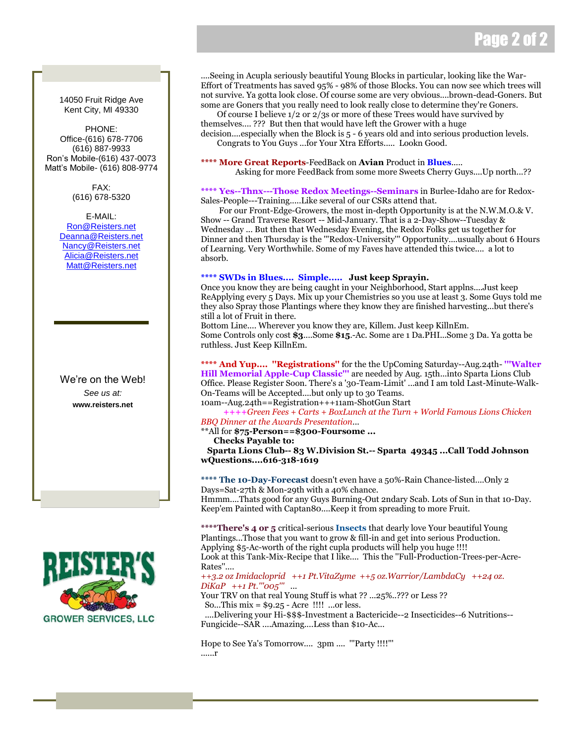14050 Fruit Ridge Ave
Kent City, MI 49330

PHONE:
Office-(616) 678-7706
(616) 887-9933
Ron's Mobile-(616) 437-0073
Matt's Mobile- (616) 808-9774

FAX:
(616) 678-5320

E-MAIL:
Ron@Reisters.net
Deanna@Reisters.net
Nancy@Reisters.net
Alicia@Reisters.net
Matt@Reisters.net

We're on the Web!
*See us at:*
**www.reisters.net**

REISTER'S GROWER SERVICES, LLC

....Seeing in Acupla seriously beautiful Young Blocks in particular, looking like the War-Effort of Treatments has saved 95% - 98% of those Blocks. You can now see which trees will not survive. Ya gotta look close. Of course some are very obvious....brown-dead-Goners. But some are Goners that you really need to look really close to determine they're Goners.

Of course I believe 1/2 or 2/3s or more of these Trees would have survived by themselves.... ??? But then that would have left the Grower with a huge decision....especially when the Block is 5 - 6 years old and into serious production levels.

Congrats to You Guys ...for Your Xtra Efforts..... Lookn Good.

**\*\*\*\* More Great Reports**-FeedBack on **Avian** Product in **Blues**.....
Asking for more FeedBack from some more Sweets Cherry Guys....Up north...??

**\*\*\*\* Yes--Thnx---Those Redox Meetings--Seminars** in Burlee-Idaho are for Redox-Sales-People---Training.....Like several of our CSRs attend that.

For our Front-Edge-Growers, the most in-depth Opportunity is at the N.W.M.O.& V. Show -- Grand Traverse Resort -- Mid-January. That is a 2-Day-Show--Tuesday & Wednesday ... But then that Wednesday Evening, the Redox Folks get us together for Dinner and then Thursday is the '"Redox-University'" Opportunity....usually about 6 Hours of Learning. Very Worthwhile. Some of my Faves have attended this twice.... a lot to absorb.

**\*\*\*\* SWDs in Blues.... Simple..... Just keep Sprayin.**
Once you know they are being caught in your Neighborhood, Start applns....Just keep ReApplying every 5 Days. Mix up your Chemistries so you use at least 3. Some Guys told me they also Spray those Plantings where they know they are finished harvesting...but there's still a lot of Fruit in there.
Bottom Line.... Wherever you know they are, Killem. Just keep KillnEm.
Some Controls only cost **$3**....Some **$15**.-Ac. Some are 1 Da.PHI...Some 3 Da. Ya gotta be ruthless. Just Keep KillnEm.

**\*\*\*\* And Yup.... "Registrations"** for the the UpComing Saturday--Aug.24th- **'"Walter Hill Memorial Apple-Cup Classic'"** are needed by Aug. 15th...into Sparta Lions Club Office. Please Register Soon. There's a '30-Team-Limit' ...and I am told Last-Minute-Walk-On-Teams will be Accepted....but only up to 30 Teams.
10am--Aug.24th==Registration+++11am-ShotGun Start
*++++Green Fees + Carts + BoxLunch at the Turn + World Famous Lions Chicken BBQ Dinner at the Awards Presentation...*
\*\*All for **$75-Person==$300-Foursome ...**
**Checks Payable to:**
**Sparta Lions Club-- 83 W.Division St.-- Sparta 49345 ...Call Todd Johnson wQuestions....616-318-1619**

**\*\*\*\* The 10-Day-Forecast** doesn't even have a 50%-Rain Chance-listed....Only 2 Days=Sat-27th & Mon-29th with a 40% chance.
Hmmm....Thats good for any Guys Burning-Out 2ndary Scab. Lots of Sun in that 10-Day. Keep'em Painted with Captan80....Keep it from spreading to more Fruit.

**\*\*\*\*There's 4 or 5** critical-serious **Insects** that dearly love Your beautiful Young Plantings...Those that you want to grow & fill-in and get into serious Production. Applying $5-Ac-worth of the right cupla products will help you huge !!!!
Look at this Tank-Mix-Recipe that I like.... This the "Full-Production-Trees-per-Acre-Rates"....
*++3.2 oz Imidacloprid ++1 Pt.VitaZyme ++5 oz.Warrior/LambdaCy ++24 oz. DiKaP ++1 Pt.'"005'"* ...
Your TRV on that real Young Stuff is what ?? ...25%..??? or Less ??
So...This mix = $9.25 - Acre !!!! ...or less.
....Delivering your Hi-$$$-Investment a Bactericide--2 Insecticides--6 Nutritions--Fungicide--SAR ....Amazing....Less than $10-Ac...

Hope to See Ya's Tomorrow.... 3pm .... '"Party !!!!'"
......r